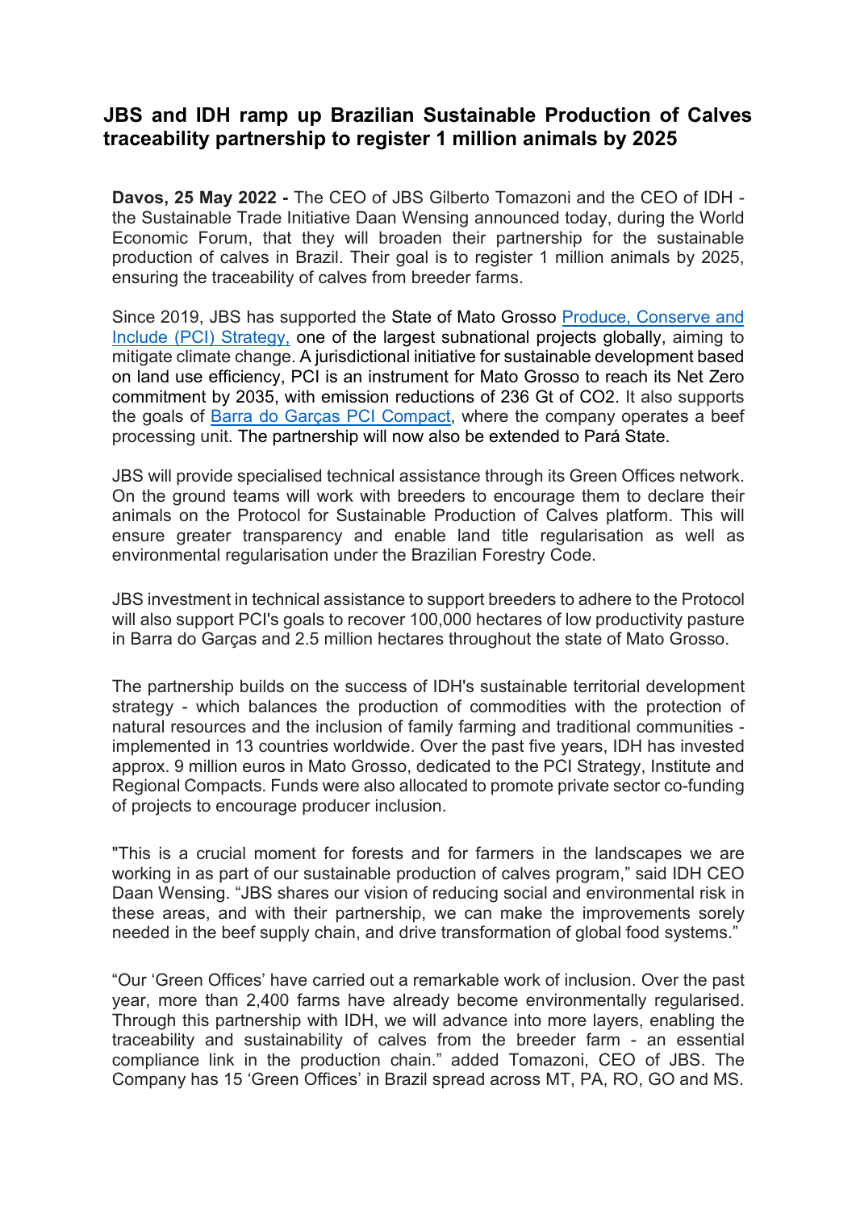# JBS and IDH ramp up Brazilian Sustainable Production of Calves traceability partnership to register 1 million animals by 2025

**Davos, 25 May 2022 -** The CEO of JBS Gilberto Tomazoni and the CEO of IDH - the Sustainable Trade Initiative Daan Wensing announced today, during the World Economic Forum, that they will broaden their partnership for the sustainable production of calves in Brazil. Their goal is to register 1 million animals by 2025, ensuring the traceability of calves from breeder farms.

Since 2019, JBS has supported the State of Mato Grosso Produce, Conserve and Include (PCI) Strategy, one of the largest subnational projects globally, aiming to mitigate climate change. A jurisdictional initiative for sustainable development based on land use efficiency, PCI is an instrument for Mato Grosso to reach its Net Zero commitment by 2035, with emission reductions of 236 Gt of $CO_2$. It also supports the goals of Barra do Garças PCI Compact, where the company operates a beef processing unit. The partnership will now also be extended to Pará State.

JBS will provide specialised technical assistance through its Green Offices network. On the ground teams will work with breeders to encourage them to declare their animals on the Protocol for Sustainable Production of Calves platform. This will ensure greater transparency and enable land title regularisation as well as environmental regularisation under the Brazilian Forestry Code.

JBS investment in technical assistance to support breeders to adhere to the Protocol will also support PCI's goals to recover 100,000 hectares of low productivity pasture in Barra do Garças and 2.5 million hectares throughout the state of Mato Grosso.

The partnership builds on the success of IDH's sustainable territorial development strategy - which balances the production of commodities with the protection of natural resources and the inclusion of family farming and traditional communities - implemented in 13 countries worldwide. Over the past five years, IDH has invested approx. 9 million euros in Mato Grosso, dedicated to the PCI Strategy, Institute and Regional Compacts. Funds were also allocated to promote private sector co-funding of projects to encourage producer inclusion.

"This is a crucial moment for forests and for farmers in the landscapes we are working in as part of our sustainable production of calves program," said IDH CEO Daan Wensing. "JBS shares our vision of reducing social and environmental risk in these areas, and with their partnership, we can make the improvements sorely needed in the beef supply chain, and drive transformation of global food systems."

"Our 'Green Offices' have carried out a remarkable work of inclusion. Over the past year, more than 2,400 farms have already become environmentally regularised. Through this partnership with IDH, we will advance into more layers, enabling the traceability and sustainability of calves from the breeder farm - an essential compliance link in the production chain." added Tomazoni, CEO of JBS. The Company has 15 'Green Offices' in Brazil spread across MT, PA, RO, GO and MS.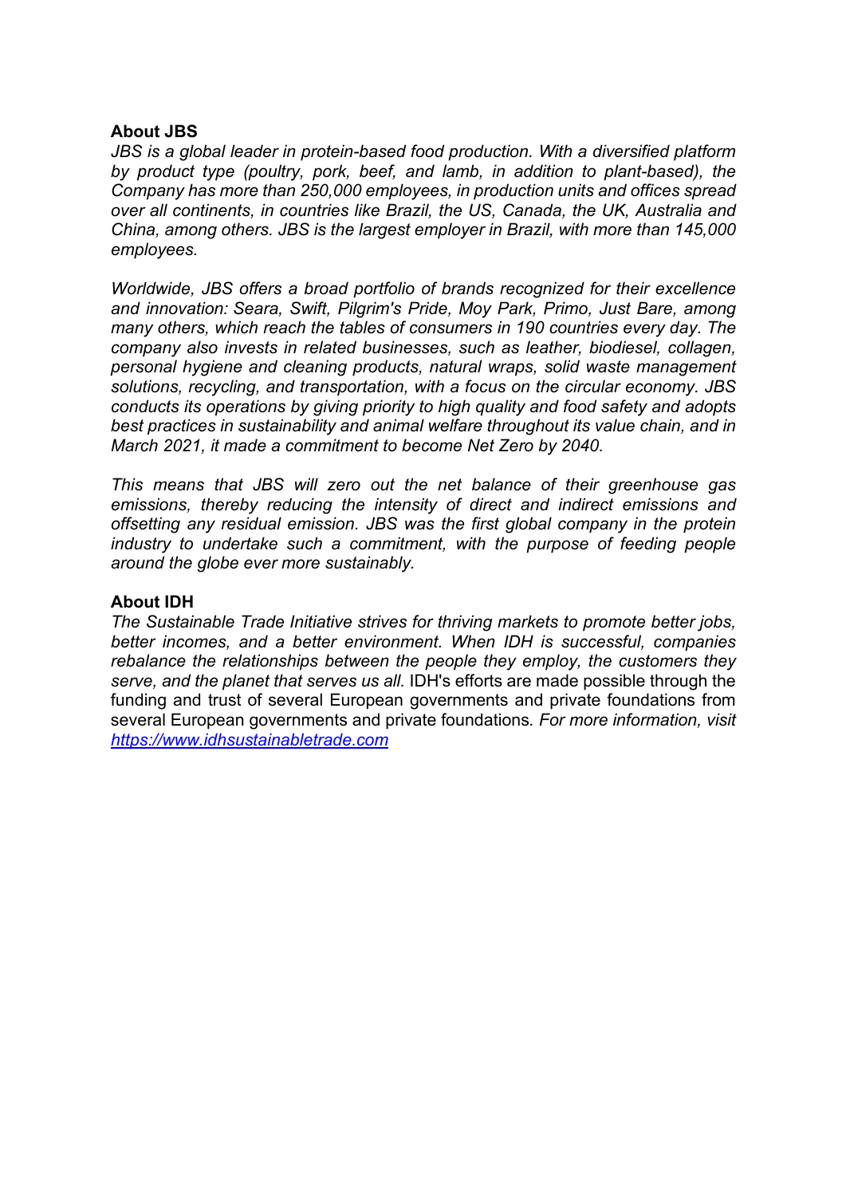**About JBS**

*JBS is a global leader in protein-based food production. With a diversified platform by product type (poultry, pork, beef, and lamb, in addition to plant-based), the Company has more than 250,000 employees, in production units and offices spread over all continents, in countries like Brazil, the US, Canada, the UK, Australia and China, among others. JBS is the largest employer in Brazil, with more than 145,000 employees.*

*Worldwide, JBS offers a broad portfolio of brands recognized for their excellence and innovation: Seara, Swift, Pilgrim's Pride, Moy Park, Primo, Just Bare, among many others, which reach the tables of consumers in 190 countries every day. The company also invests in related businesses, such as leather, biodiesel, collagen, personal hygiene and cleaning products, natural wraps, solid waste management solutions, recycling, and transportation, with a focus on the circular economy. JBS conducts its operations by giving priority to high quality and food safety and adopts best practices in sustainability and animal welfare throughout its value chain, and in March 2021, it made a commitment to become Net Zero by 2040.*

*This means that JBS will zero out the net balance of their greenhouse gas emissions, thereby reducing the intensity of direct and indirect emissions and offsetting any residual emission. JBS was the first global company in the protein industry to undertake such a commitment, with the purpose of feeding people around the globe ever more sustainably.*

**About IDH**

*The Sustainable Trade Initiative strives for thriving markets to promote better jobs, better incomes, and a better environment. When IDH is successful, companies rebalance the relationships between the people they employ, the customers they serve, and the planet that serves us all.* IDH's efforts are made possible through the funding and trust of several European governments and private foundations from several European governments and private foundations*. For more information, visit [https://www.idhsustainabletrade.com](https://www.idhsustainabletrade.com)*